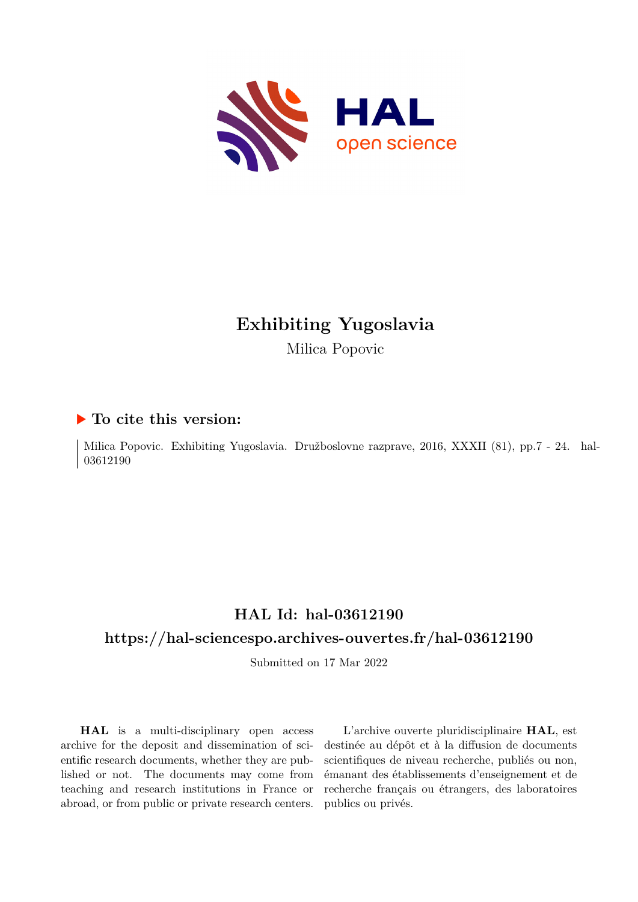# Exhibiting Yugoslavia

Milica Popovic

## ▶ To cite this version:

Milica Popovic. Exhibiting Yugoslavia. Družboslovne razprave, 2016, XXXII (81), pp.7 - 24. hal-03612190

## HAL Id: hal-03612190

## https://hal-sciencespo.archives-ouvertes.fr/hal-03612190

Submitted on 17 Mar 2022

**HAL** is a multi-disciplinary open access archive for the deposit and dissemination of scientific research documents, whether they are published or not. The documents may come from teaching and research institutions in France or abroad, or from public or private research centers.

L'archive ouverte pluridisciplinaire **HAL**, est destinée au dépôt et à la diffusion de documents scientifiques de niveau recherche, publiés ou non, émanant des établissements d'enseignement et de recherche français ou étrangers, des laboratoires publics ou privés.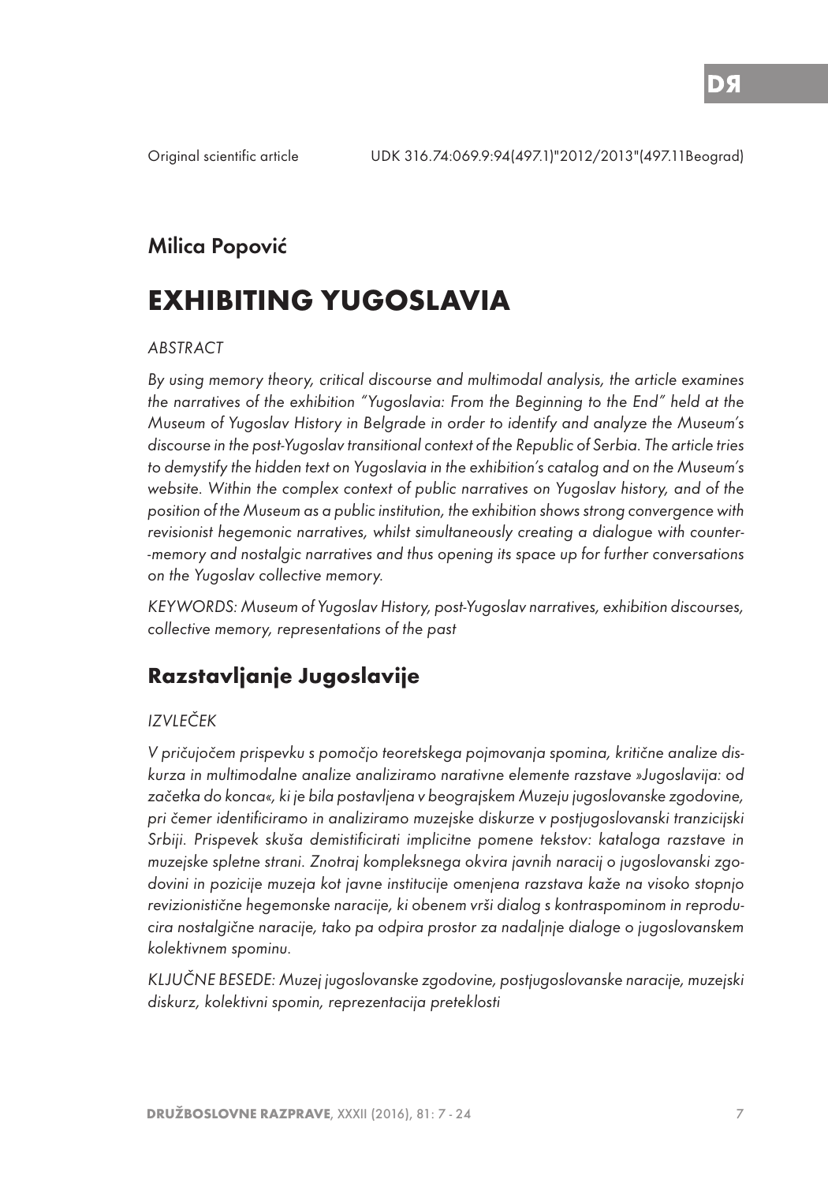Original scientific article UDK 316.74:069.9:94(497.1)"2012/2013"(497.11Beograd)

## Milica Popović

# EXHIBITING YUGOSLAVIA

*ABSTRACT*

*By using memory theory, critical discourse and multimodal analysis, the article examines the narratives of the exhibition "Yugoslavia: From the Beginning to the End" held at the Museum of Yugoslav History in Belgrade in order to identify and analyze the Museum's discourse in the post-Yugoslav transitional context of the Republic of Serbia. The article tries to demystify the hidden text on Yugoslavia in the exhibition's catalog and on the Museum's website. Within the complex context of public narratives on Yugoslav history, and of the position of the Museum as a public institution, the exhibition shows strong convergence with revisionist hegemonic narratives, whilst simultaneously creating a dialogue with counter-memory and nostalgic narratives and thus opening its space up for further conversations on the Yugoslav collective memory.*

*KEYWORDS: Museum of Yugoslav History, post-Yugoslav narratives, exhibition discourses, collective memory, representations of the past*

## Razstavljanje Jugoslavije

*IZVLEČEK*

*V pričujočem prispevku s pomočjo teoretskega pojmovanja spomina, kritične analize diskurza in multimodalne analize analiziramo narativne elemente razstave »Jugoslavija: od začetka do konca«, ki je bila postavljena v beograjskem Muzeju jugoslovanske zgodovine, pri čemer identificiramo in analiziramo muzejske diskurze v postjugoslovanski tranzicijski Srbiji. Prispevek skuša demistificirati implicitne pomene tekstov: kataloga razstave in muzejske spletne strani. Znotraj kompleksnega okvira javnih naracij o jugoslovanski zgodovini in pozicije muzeja kot javne institucije omenjena razstava kaže na visoko stopnjo revizionistične hegemonske naracije, ki obenem vrši dialog s kontraspominom in reproducira nostalgične naracije, tako pa odpira prostor za nadaljnje dialoge o jugoslovanskem kolektivnem spominu.*

*KLJUČNE BESEDE: Muzej jugoslovanske zgodovine, postjugoslovanske naracije, muzejski diskurz, kolektivni spomin, reprezentacija preteklosti*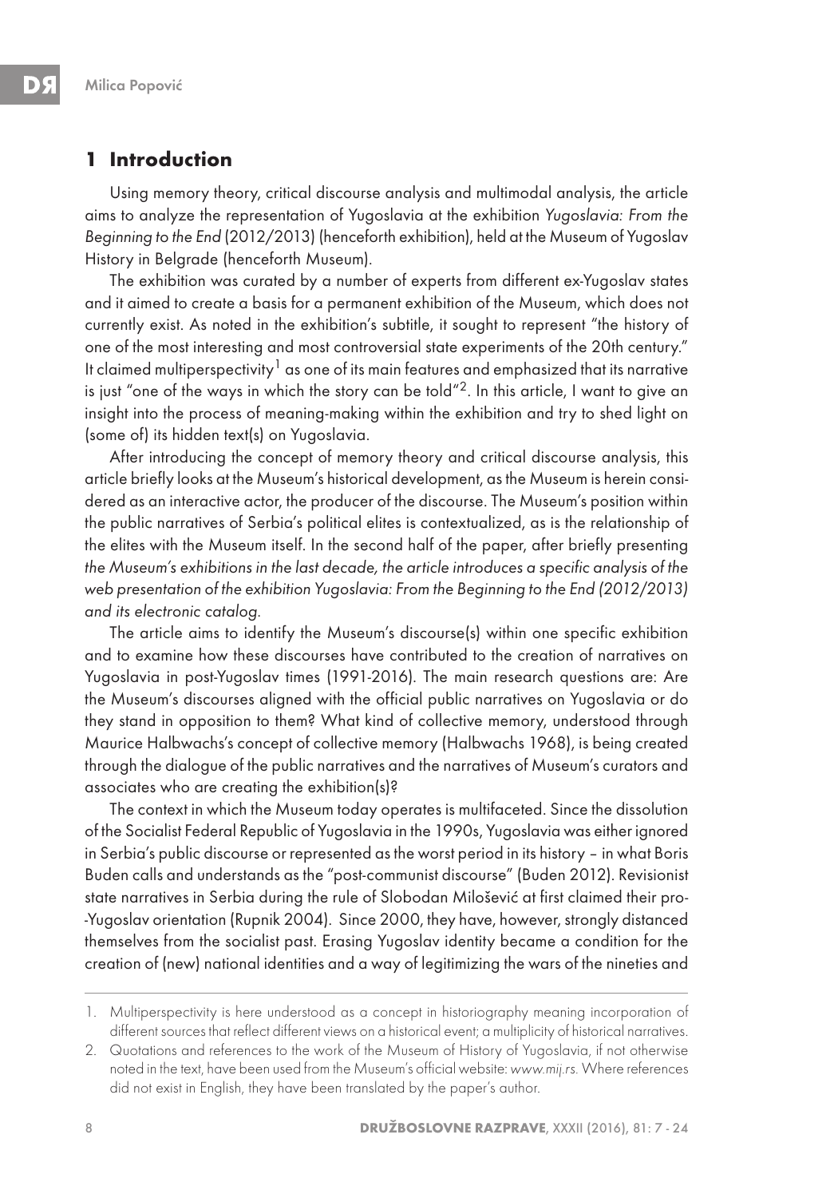## 1 Introduction

Using memory theory, critical discourse analysis and multimodal analysis, the article aims to analyze the representation of Yugoslavia at the exhibition *Yugoslavia: From the Beginning to the End* (2012/2013) (henceforth exhibition), held at the Museum of Yugoslav History in Belgrade (henceforth Museum).

The exhibition was curated by a number of experts from different ex-Yugoslav states and it aimed to create a basis for a permanent exhibition of the Museum, which does not currently exist. As noted in the exhibition's subtitle, it sought to represent "the history of one of the most interesting and most controversial state experiments of the 20th century." It claimed multiperspectivity[1] as one of its main features and emphasized that its narrative is just "one of the ways in which the story can be told"[2]. In this article, I want to give an insight into the process of meaning-making within the exhibition and try to shed light on (some of) its hidden text(s) on Yugoslavia.

After introducing the concept of memory theory and critical discourse analysis, this article briefly looks at the Museum's historical development, as the Museum is herein considered as an interactive actor, the producer of the discourse. The Museum's position within the public narratives of Serbia's political elites is contextualized, as is the relationship of the elites with the Museum itself. In the second half of the paper, after briefly presenting *the Museum's exhibitions in the last decade, the article introduces a specific analysis of the web presentation of the exhibition Yugoslavia: From the Beginning to the End (2012/2013) and its electronic catalog.*

The article aims to identify the Museum's discourse(s) within one specific exhibition and to examine how these discourses have contributed to the creation of narratives on Yugoslavia in post-Yugoslav times (1991-2016). The main research questions are: Are the Museum's discourses aligned with the official public narratives on Yugoslavia or do they stand in opposition to them? What kind of collective memory, understood through Maurice Halbwachs's concept of collective memory (Halbwachs 1968), is being created through the dialogue of the public narratives and the narratives of Museum's curators and associates who are creating the exhibition(s)?

The context in which the Museum today operates is multifaceted. Since the dissolution of the Socialist Federal Republic of Yugoslavia in the 1990s, Yugoslavia was either ignored in Serbia's public discourse or represented as the worst period in its history – in what Boris Buden calls and understands as the "post-communist discourse" (Buden 2012). Revisionist state narratives in Serbia during the rule of Slobodan Milošević at first claimed their pro-Yugoslav orientation (Rupnik 2004). Since 2000, they have, however, strongly distanced themselves from the socialist past. Erasing Yugoslav identity became a condition for the creation of (new) national identities and a way of legitimizing the wars of the nineties and

---

1. Multiperspectivity is here understood as a concept in historiography meaning incorporation of different sources that reflect different views on a historical event; a multiplicity of historical narratives.
2. Quotations and references to the work of the Museum of History of Yugoslavia, if not otherwise noted in the text, have been used from the Museum's official website: *www.mij.rs*. Where references did not exist in English, they have been translated by the paper's author.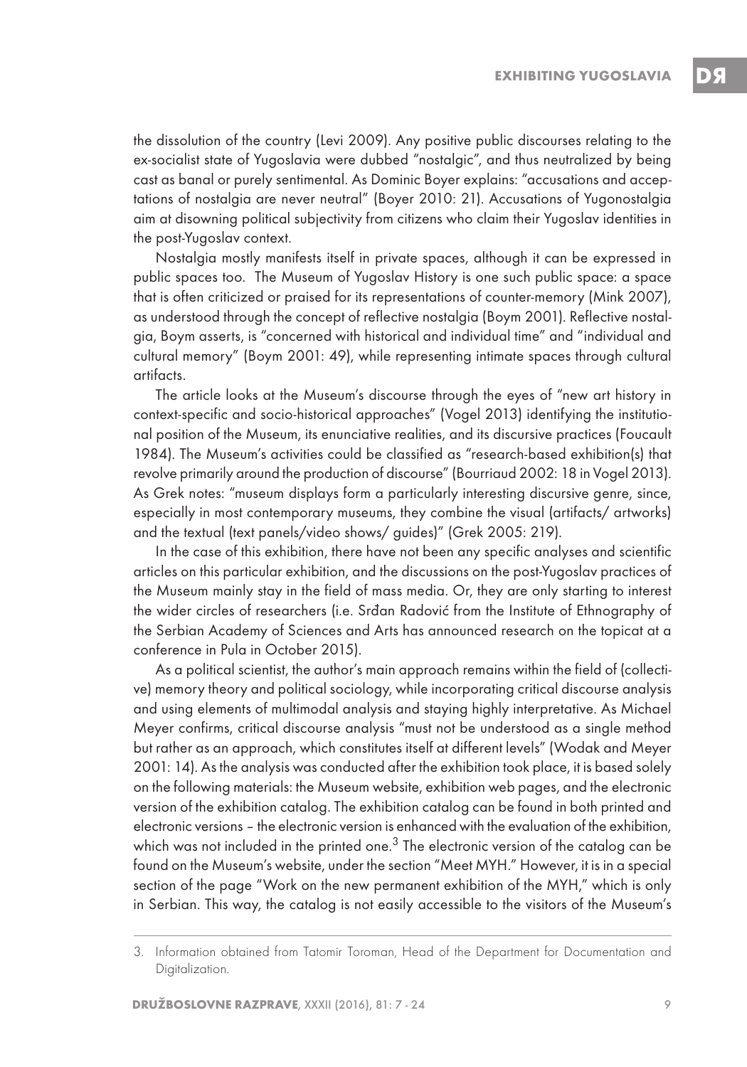the dissolution of the country (Levi 2009). Any positive public discourses relating to the ex-socialist state of Yugoslavia were dubbed "nostalgic", and thus neutralized by being cast as banal or purely sentimental. As Dominic Boyer explains: "accusations and acceptations of nostalgia are never neutral" (Boyer 2010: 21). Accusations of Yugonostalgia aim at disowning political subjectivity from citizens who claim their Yugoslav identities in the post-Yugoslav context.

Nostalgia mostly manifests itself in private spaces, although it can be expressed in public spaces too. The Museum of Yugoslav History is one such public space: a space that is often criticized or praised for its representations of counter-memory (Mink 2007), as understood through the concept of reflective nostalgia (Boym 2001). Reflective nostalgia, Boym asserts, is "concerned with historical and individual time" and "individual and cultural memory" (Boym 2001: 49), while representing intimate spaces through cultural artifacts.

The article looks at the Museum's discourse through the eyes of "new art history in context-specific and socio-historical approaches" (Vogel 2013) identifying the institutional position of the Museum, its enunciative realities, and its discursive practices (Foucault 1984). The Museum's activities could be classified as "research-based exhibition(s) that revolve primarily around the production of discourse" (Bourriaud 2002: 18 in Vogel 2013). As Grek notes: "museum displays form a particularly interesting discursive genre, since, especially in most contemporary museums, they combine the visual (artifacts/ artworks) and the textual (text panels/video shows/ guides)" (Grek 2005: 219).

In the case of this exhibition, there have not been any specific analyses and scientific articles on this particular exhibition, and the discussions on the post-Yugoslav practices of the Museum mainly stay in the field of mass media. Or, they are only starting to interest the wider circles of researchers (i.e. Srđan Radović from the Institute of Ethnography of the Serbian Academy of Sciences and Arts has announced research on the topicat at a conference in Pula in October 2015).

As a political scientist, the author's main approach remains within the field of (collective) memory theory and political sociology, while incorporating critical discourse analysis and using elements of multimodal analysis and staying highly interpretative. As Michael Meyer confirms, critical discourse analysis "must not be understood as a single method but rather as an approach, which constitutes itself at different levels" (Wodak and Meyer 2001: 14). As the analysis was conducted after the exhibition took place, it is based solely on the following materials: the Museum website, exhibition web pages, and the electronic version of the exhibition catalog. The exhibition catalog can be found in both printed and electronic versions – the electronic version is enhanced with the evaluation of the exhibition, which was not included in the printed one.[3] The electronic version of the catalog can be found on the Museum's website, under the section "Meet MYH." However, it is in a special section of the page "Work on the new permanent exhibition of the MYH," which is only in Serbian. This way, the catalog is not easily accessible to the visitors of the Museum's

---

3. Information obtained from Tatomir Toroman, Head of the Department for Documentation and Digitalization.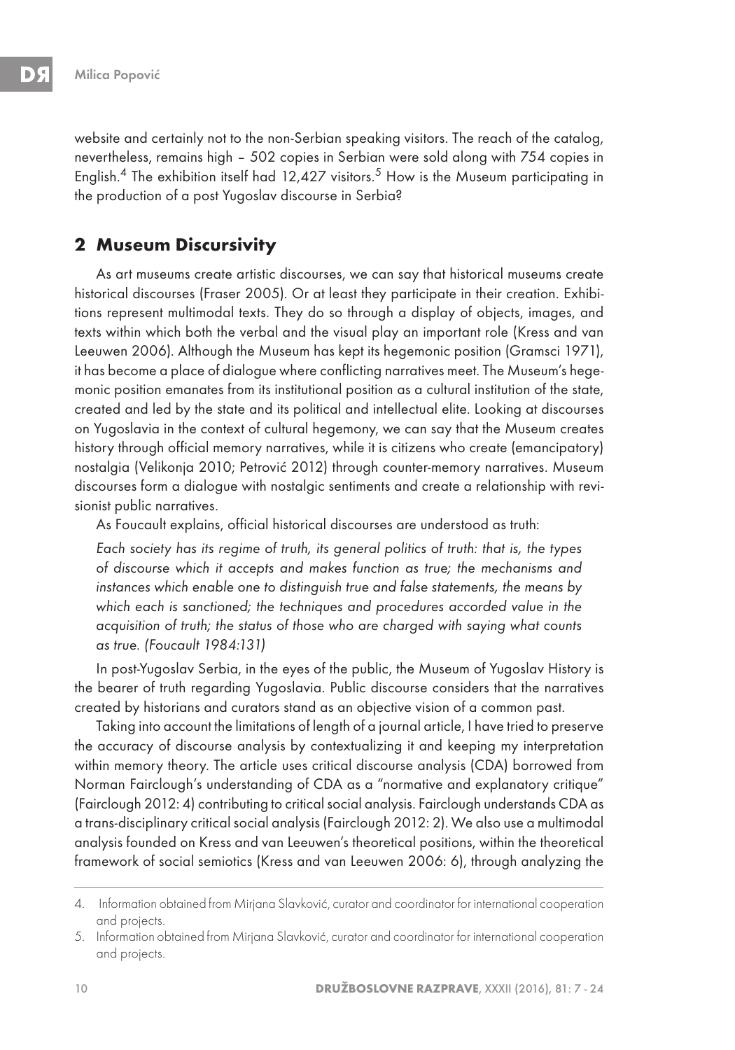website and certainly not to the non-Serbian speaking visitors. The reach of the catalog, nevertheless, remains high – 502 copies in Serbian were sold along with 754 copies in English.[4] The exhibition itself had 12,427 visitors.[5] How is the Museum participating in the production of a post Yugoslav discourse in Serbia?

## 2 Museum Discursivity

As art museums create artistic discourses, we can say that historical museums create historical discourses (Fraser 2005). Or at least they participate in their creation. Exhibitions represent multimodal texts. They do so through a display of objects, images, and texts within which both the verbal and the visual play an important role (Kress and van Leeuwen 2006). Although the Museum has kept its hegemonic position (Gramsci 1971), it has become a place of dialogue where conflicting narratives meet. The Museum's hegemonic position emanates from its institutional position as a cultural institution of the state, created and led by the state and its political and intellectual elite. Looking at discourses on Yugoslavia in the context of cultural hegemony, we can say that the Museum creates history through official memory narratives, while it is citizens who create (emancipatory) nostalgia (Velikonja 2010; Petrović 2012) through counter-memory narratives. Museum discourses form a dialogue with nostalgic sentiments and create a relationship with revisionist public narratives.

As Foucault explains, official historical discourses are understood as truth:

> *Each society has its regime of truth, its general politics of truth: that is, the types of discourse which it accepts and makes function as true; the mechanisms and instances which enable one to distinguish true and false statements, the means by which each is sanctioned; the techniques and procedures accorded value in the acquisition of truth; the status of those who are charged with saying what counts as true. (Foucault 1984:131)*

In post-Yugoslav Serbia, in the eyes of the public, the Museum of Yugoslav History is the bearer of truth regarding Yugoslavia. Public discourse considers that the narratives created by historians and curators stand as an objective vision of a common past.

Taking into account the limitations of length of a journal article, I have tried to preserve the accuracy of discourse analysis by contextualizing it and keeping my interpretation within memory theory. The article uses critical discourse analysis (CDA) borrowed from Norman Fairclough's understanding of CDA as a "normative and explanatory critique" (Fairclough 2012: 4) contributing to critical social analysis. Fairclough understands CDA as a trans-disciplinary critical social analysis (Fairclough 2012: 2). We also use a multimodal analysis founded on Kress and van Leeuwen's theoretical positions, within the theoretical framework of social semiotics (Kress and van Leeuwen 2006: 6), through analyzing the

---

4. Information obtained from Mirjana Slavković, curator and coordinator for international cooperation and projects.

5. Information obtained from Mirjana Slavković, curator and coordinator for international cooperation and projects.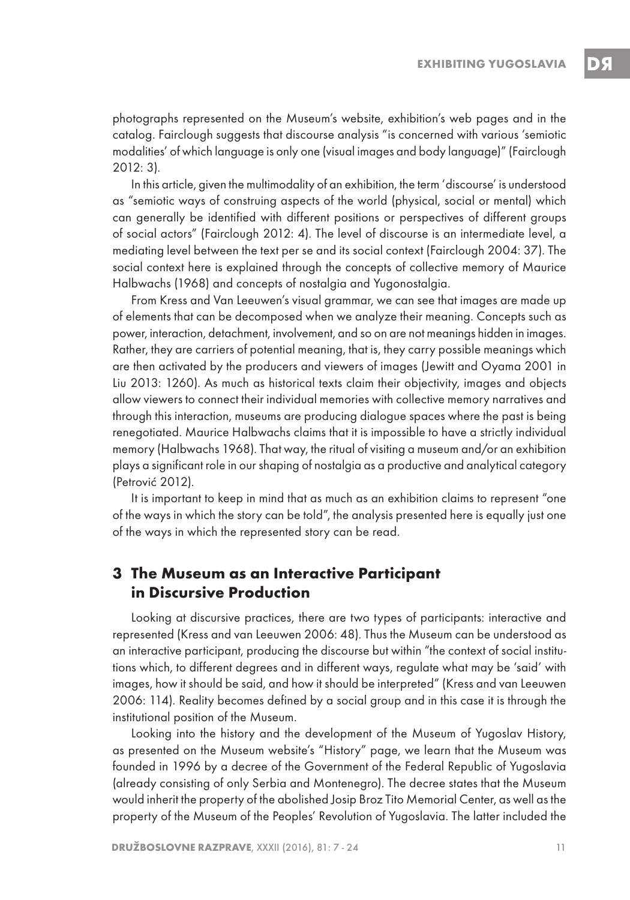photographs represented on the Museum's website, exhibition's web pages and in the catalog. Fairclough suggests that discourse analysis "is concerned with various 'semiotic modalities' of which language is only one (visual images and body language)" (Fairclough 2012: 3).

In this article, given the multimodality of an exhibition, the term 'discourse' is understood as "semiotic ways of construing aspects of the world (physical, social or mental) which can generally be identified with different positions or perspectives of different groups of social actors" (Fairclough 2012: 4). The level of discourse is an intermediate level, a mediating level between the text per se and its social context (Fairclough 2004: 37). The social context here is explained through the concepts of collective memory of Maurice Halbwachs (1968) and concepts of nostalgia and Yugonostalgia.

From Kress and Van Leeuwen's visual grammar, we can see that images are made up of elements that can be decomposed when we analyze their meaning. Concepts such as power, interaction, detachment, involvement, and so on are not meanings hidden in images. Rather, they are carriers of potential meaning, that is, they carry possible meanings which are then activated by the producers and viewers of images (Jewitt and Oyama 2001 in Liu 2013: 1260). As much as historical texts claim their objectivity, images and objects allow viewers to connect their individual memories with collective memory narratives and through this interaction, museums are producing dialogue spaces where the past is being renegotiated. Maurice Halbwachs claims that it is impossible to have a strictly individual memory (Halbwachs 1968). That way, the ritual of visiting a museum and/or an exhibition plays a significant role in our shaping of nostalgia as a productive and analytical category (Petrović 2012).

It is important to keep in mind that as much as an exhibition claims to represent "one of the ways in which the story can be told", the analysis presented here is equally just one of the ways in which the represented story can be read.

## 3 The Museum as an Interactive Participant in Discursive Production

Looking at discursive practices, there are two types of participants: interactive and represented (Kress and van Leeuwen 2006: 48). Thus the Museum can be understood as an interactive participant, producing the discourse but within "the context of social institutions which, to different degrees and in different ways, regulate what may be 'said' with images, how it should be said, and how it should be interpreted" (Kress and van Leeuwen 2006: 114). Reality becomes defined by a social group and in this case it is through the institutional position of the Museum.

Looking into the history and the development of the Museum of Yugoslav History, as presented on the Museum website's "History" page, we learn that the Museum was founded in 1996 by a decree of the Government of the Federal Republic of Yugoslavia (already consisting of only Serbia and Montenegro). The decree states that the Museum would inherit the property of the abolished Josip Broz Tito Memorial Center, as well as the property of the Museum of the Peoples' Revolution of Yugoslavia. The latter included the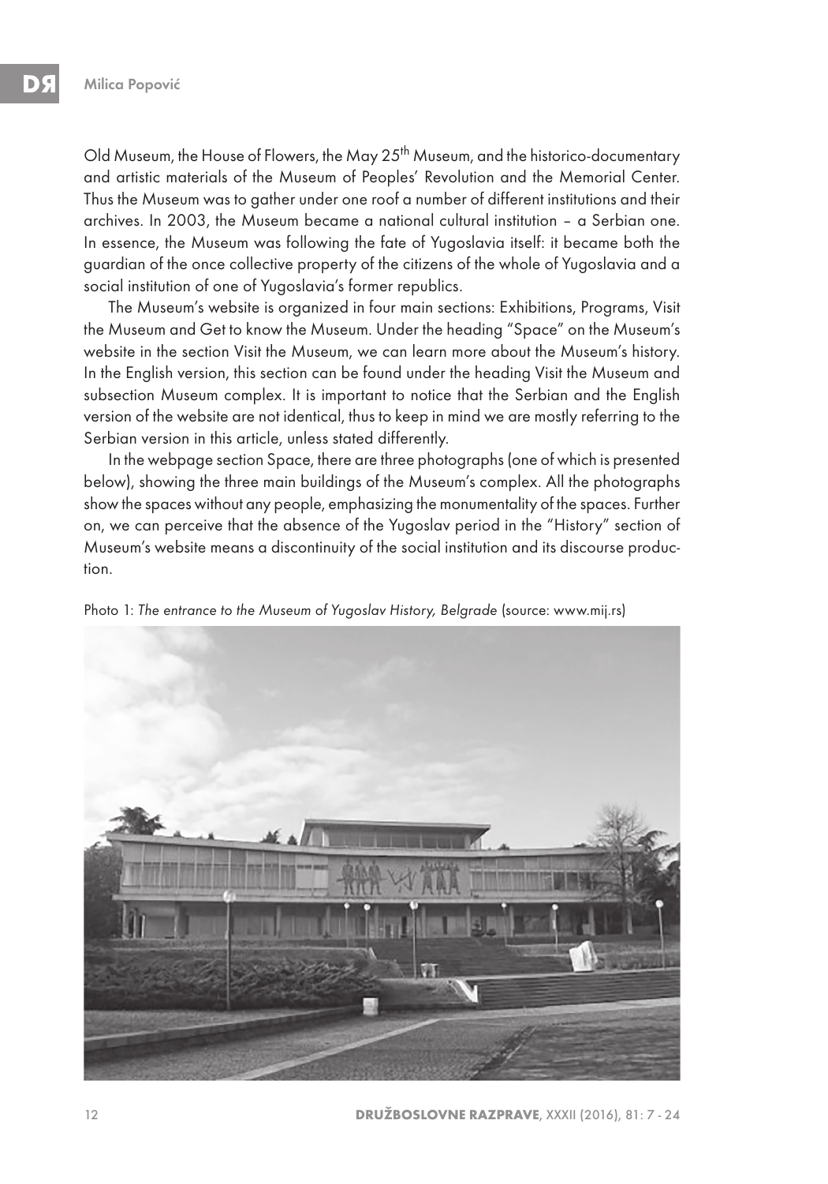Old Museum, the House of Flowers, the May 25th Museum, and the historico-documentary and artistic materials of the Museum of Peoples' Revolution and the Memorial Center. Thus the Museum was to gather under one roof a number of different institutions and their archives. In 2003, the Museum became a national cultural institution – a Serbian one. In essence, the Museum was following the fate of Yugoslavia itself: it became both the guardian of the once collective property of the citizens of the whole of Yugoslavia and a social institution of one of Yugoslavia's former republics.

The Museum's website is organized in four main sections: Exhibitions, Programs, Visit the Museum and Get to know the Museum. Under the heading "Space" on the Museum's website in the section Visit the Museum, we can learn more about the Museum's history. In the English version, this section can be found under the heading Visit the Museum and subsection Museum complex. It is important to notice that the Serbian and the English version of the website are not identical, thus to keep in mind we are mostly referring to the Serbian version in this article, unless stated differently.

In the webpage section Space, there are three photographs (one of which is presented below), showing the three main buildings of the Museum's complex. All the photographs show the spaces without any people, emphasizing the monumentality of the spaces. Further on, we can perceive that the absence of the Yugoslav period in the "History" section of Museum's website means a discontinuity of the social institution and its discourse production.

Photo 1: *The entrance to the Museum of Yugoslav History, Belgrade* (source: www.mij.rs)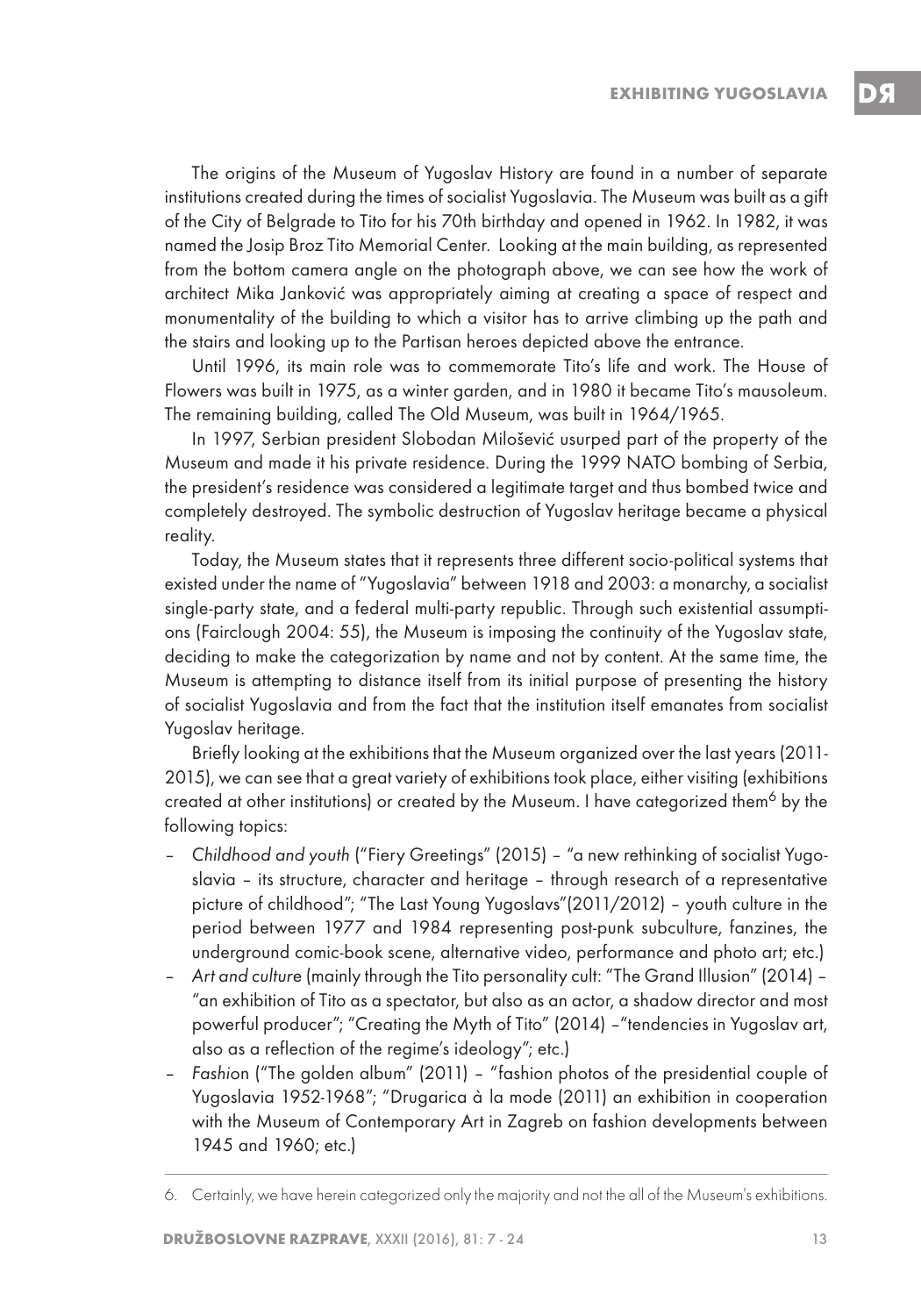The origins of the Museum of Yugoslav History are found in a number of separate institutions created during the times of socialist Yugoslavia. The Museum was built as a gift of the City of Belgrade to Tito for his 70th birthday and opened in 1962. In 1982, it was named the Josip Broz Tito Memorial Center. Looking at the main building, as represented from the bottom camera angle on the photograph above, we can see how the work of architect Mika Janković was appropriately aiming at creating a space of respect and monumentality of the building to which a visitor has to arrive climbing up the path and the stairs and looking up to the Partisan heroes depicted above the entrance.

Until 1996, its main role was to commemorate Tito's life and work. The House of Flowers was built in 1975, as a winter garden, and in 1980 it became Tito's mausoleum. The remaining building, called The Old Museum, was built in 1964/1965.

In 1997, Serbian president Slobodan Milošević usurped part of the property of the Museum and made it his private residence. During the 1999 NATO bombing of Serbia, the president's residence was considered a legitimate target and thus bombed twice and completely destroyed. The symbolic destruction of Yugoslav heritage became a physical reality.

Today, the Museum states that it represents three different socio-political systems that existed under the name of "Yugoslavia" between 1918 and 2003: a monarchy, a socialist single-party state, and a federal multi-party republic. Through such existential assumptions (Fairclough 2004: 55), the Museum is imposing the continuity of the Yugoslav state, deciding to make the categorization by name and not by content. At the same time, the Museum is attempting to distance itself from its initial purpose of presenting the history of socialist Yugoslavia and from the fact that the institution itself emanates from socialist Yugoslav heritage.

Briefly looking at the exhibitions that the Museum organized over the last years (2011-2015), we can see that a great variety of exhibitions took place, either visiting (exhibitions created at other institutions) or created by the Museum. I have categorized them[6] by the following topics:

- *Childhood and youth* ("Fiery Greetings" (2015) – "a new rethinking of socialist Yugoslavia – its structure, character and heritage – through research of a representative picture of childhood"; "The Last Young Yugoslavs"(2011/2012) – youth culture in the period between 1977 and 1984 representing post-punk subculture, fanzines, the underground comic-book scene, alternative video, performance and photo art; etc.)
- *Art and culture* (mainly through the Tito personality cult: "The Grand Illusion" (2014) – "an exhibition of Tito as a spectator, but also as an actor, a shadow director and most powerful producer"; "Creating the Myth of Tito" (2014) –"tendencies in Yugoslav art, also as a reflection of the regime's ideology"; etc.)
- *Fashion* ("The golden album" (2011) – "fashion photos of the presidential couple of Yugoslavia 1952-1968"; "Drugarica à la mode (2011) an exhibition in cooperation with the Museum of Contemporary Art in Zagreb on fashion developments between 1945 and 1960; etc.)

---

6. Certainly, we have herein categorized only the majority and not the all of the Museum's exhibitions.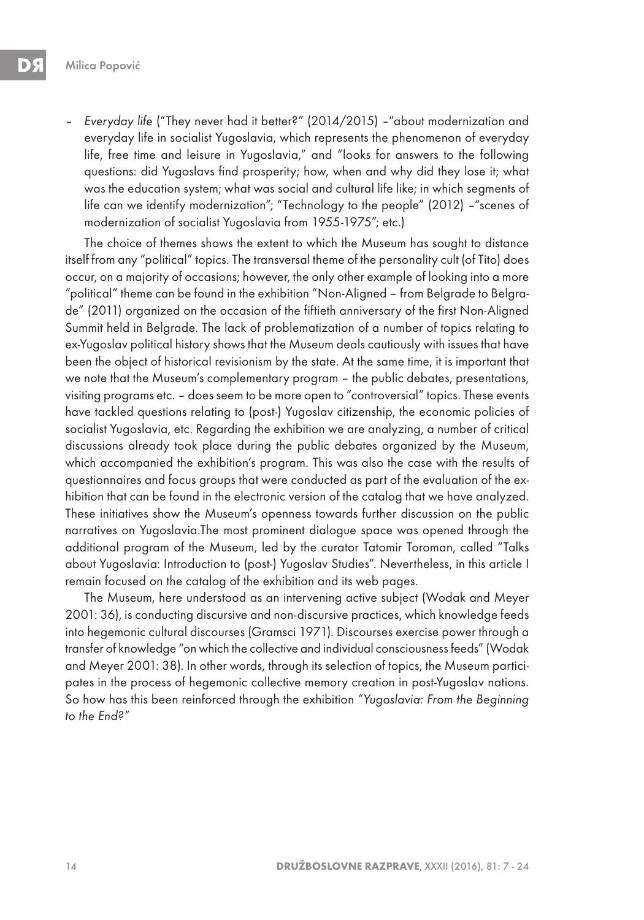- *Everyday life* ("They never had it better?" (2014/2015) –"about modernization and everyday life in socialist Yugoslavia, which represents the phenomenon of everyday life, free time and leisure in Yugoslavia," and "looks for answers to the following questions: did Yugoslavs find prosperity; how, when and why did they lose it; what was the education system; what was social and cultural life like; in which segments of life can we identify modernization"; "Technology to the people" (2012) –"scenes of modernization of socialist Yugoslavia from 1955-1975"; etc.)

The choice of themes shows the extent to which the Museum has sought to distance itself from any "political" topics. The transversal theme of the personality cult (of Tito) does occur, on a majority of occasions; however, the only other example of looking into a more "political" theme can be found in the exhibition "Non-Aligned – from Belgrade to Belgrade" (2011) organized on the occasion of the fiftieth anniversary of the first Non-Aligned Summit held in Belgrade. The lack of problematization of a number of topics relating to ex-Yugoslav political history shows that the Museum deals cautiously with issues that have been the object of historical revisionism by the state. At the same time, it is important that we note that the Museum's complementary program – the public debates, presentations, visiting programs etc. – does seem to be more open to "controversial" topics. These events have tackled questions relating to (post-) Yugoslav citizenship, the economic policies of socialist Yugoslavia, etc. Regarding the exhibition we are analyzing, a number of critical discussions already took place during the public debates organized by the Museum, which accompanied the exhibition's program. This was also the case with the results of questionnaires and focus groups that were conducted as part of the evaluation of the exhibition that can be found in the electronic version of the catalog that we have analyzed. These initiatives show the Museum's openness towards further discussion on the public narratives on Yugoslavia.The most prominent dialogue space was opened through the additional program of the Museum, led by the curator Tatomir Toroman, called "Talks about Yugoslavia: Introduction to (post-) Yugoslav Studies". Nevertheless, in this article I remain focused on the catalog of the exhibition and its web pages.

The Museum, here understood as an intervening active subject (Wodak and Meyer 2001: 36), is conducting discursive and non-discursive practices, which knowledge feeds into hegemonic cultural discourses (Gramsci 1971). Discourses exercise power through a transfer of knowledge "on which the collective and individual consciousness feeds" (Wodak and Meyer 2001: 38). In other words, through its selection of topics, the Museum participates in the process of hegemonic collective memory creation in post-Yugoslav nations. So how has this been reinforced through the exhibition *"Yugoslavia: From the Beginning to the End?"*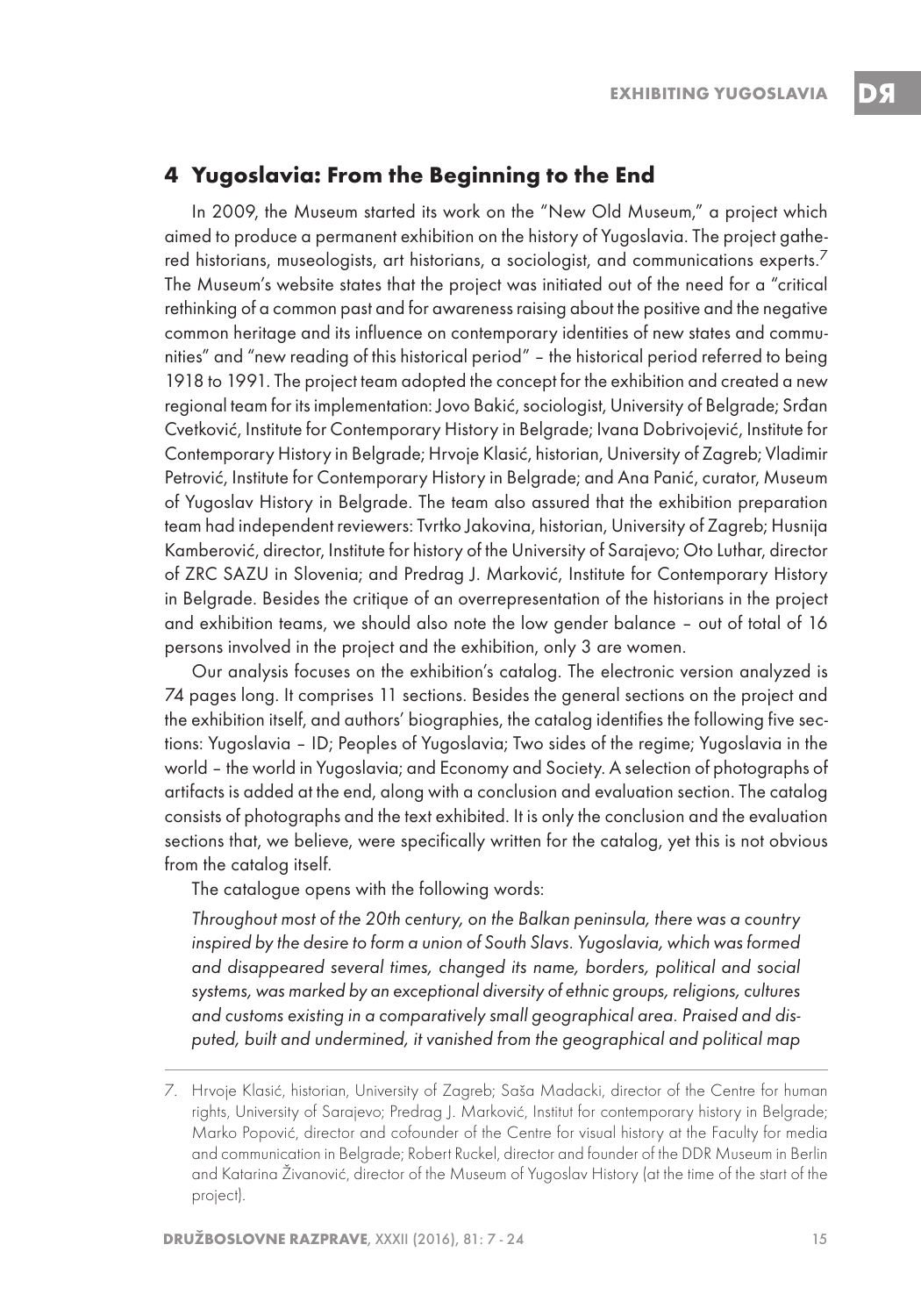## 4 Yugoslavia: From the Beginning to the End

In 2009, the Museum started its work on the "New Old Museum," a project which aimed to produce a permanent exhibition on the history of Yugoslavia. The project gathered historians, museologists, art historians, a sociologist, and communications experts.[7] The Museum's website states that the project was initiated out of the need for a "critical rethinking of a common past and for awareness raising about the positive and the negative common heritage and its influence on contemporary identities of new states and communities" and "new reading of this historical period" – the historical period referred to being 1918 to 1991. The project team adopted the concept for the exhibition and created a new regional team for its implementation: Jovo Bakić, sociologist, University of Belgrade; Srđan Cvetković, Institute for Contemporary History in Belgrade; Ivana Dobrivojević, Institute for Contemporary History in Belgrade; Hrvoje Klasić, historian, University of Zagreb; Vladimir Petrović, Institute for Contemporary History in Belgrade; and Ana Panić, curator, Museum of Yugoslav History in Belgrade. The team also assured that the exhibition preparation team had independent reviewers: Tvrtko Jakovina, historian, University of Zagreb; Husnija Kamberović, director, Institute for history of the University of Sarajevo; Oto Luthar, director of ZRC SAZU in Slovenia; and Predrag J. Marković, Institute for Contemporary History in Belgrade. Besides the critique of an overrepresentation of the historians in the project and exhibition teams, we should also note the low gender balance – out of total of 16 persons involved in the project and the exhibition, only 3 are women.

Our analysis focuses on the exhibition's catalog. The electronic version analyzed is 74 pages long. It comprises 11 sections. Besides the general sections on the project and the exhibition itself, and authors' biographies, the catalog identifies the following five sections: Yugoslavia – ID; Peoples of Yugoslavia; Two sides of the regime; Yugoslavia in the world – the world in Yugoslavia; and Economy and Society. A selection of photographs of artifacts is added at the end, along with a conclusion and evaluation section. The catalog consists of photographs and the text exhibited. It is only the conclusion and the evaluation sections that, we believe, were specifically written for the catalog, yet this is not obvious from the catalog itself.

The catalogue opens with the following words:

*Throughout most of the 20th century, on the Balkan peninsula, there was a country inspired by the desire to form a union of South Slavs. Yugoslavia, which was formed and disappeared several times, changed its name, borders, political and social systems, was marked by an exceptional diversity of ethnic groups, religions, cultures and customs existing in a comparatively small geographical area. Praised and disputed, built and undermined, it vanished from the geographical and political map*

---

7. Hrvoje Klasić, historian, University of Zagreb; Saša Madacki, director of the Centre for human rights, University of Sarajevo; Predrag J. Marković, Institut for contemporary history in Belgrade; Marko Popović, director and cofounder of the Centre for visual history at the Faculty for media and communication in Belgrade; Robert Ruckel, director and founder of the DDR Museum in Berlin and Katarina Živanović, director of the Museum of Yugoslav History (at the time of the start of the project).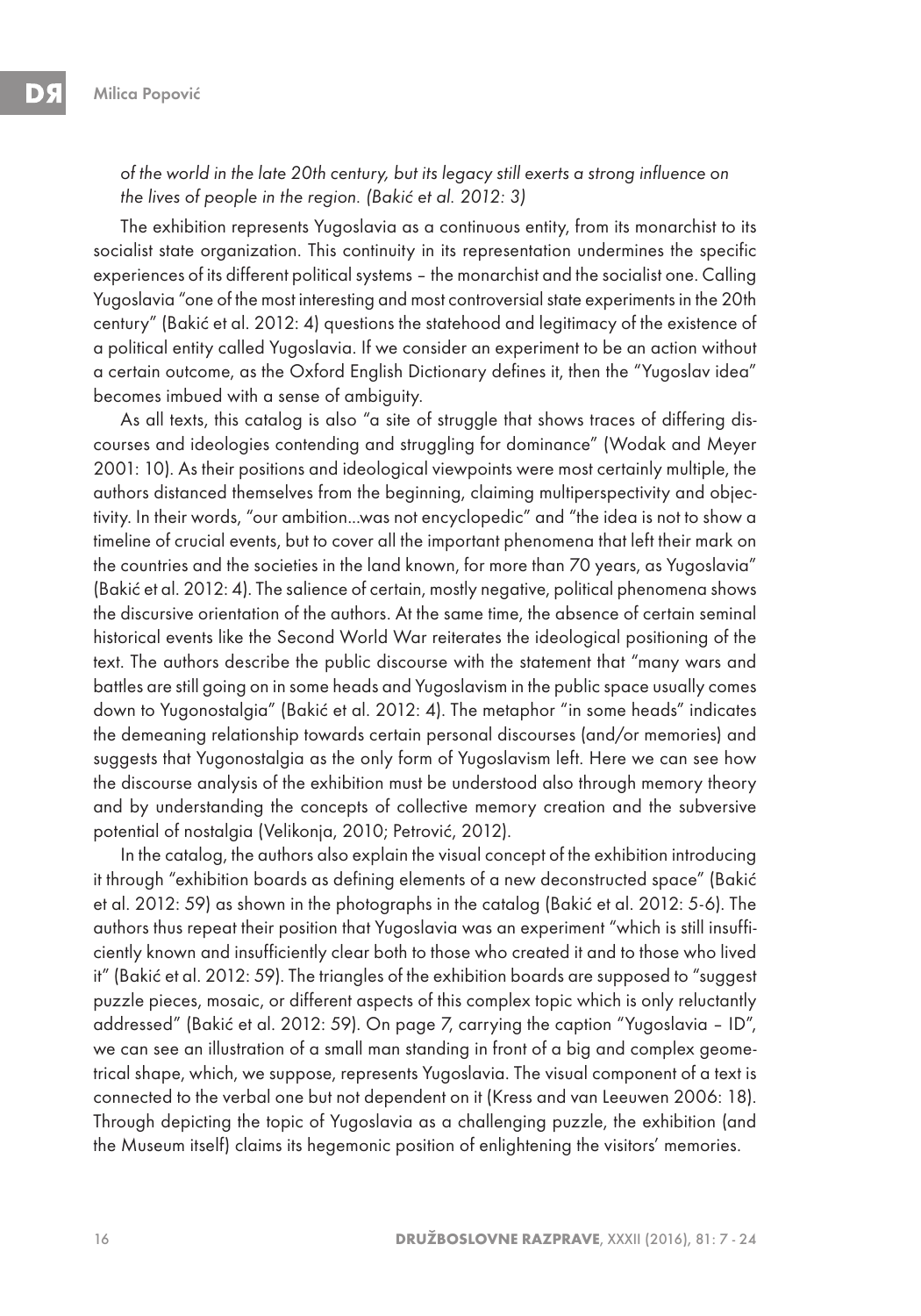*of the world in the late 20th century, but its legacy still exerts a strong influence on the lives of people in the region. (Bakić et al. 2012: 3)*

The exhibition represents Yugoslavia as a continuous entity, from its monarchist to its socialist state organization. This continuity in its representation undermines the specific experiences of its different political systems – the monarchist and the socialist one. Calling Yugoslavia "one of the most interesting and most controversial state experiments in the 20th century" (Bakić et al. 2012: 4) questions the statehood and legitimacy of the existence of a political entity called Yugoslavia. If we consider an experiment to be an action without a certain outcome, as the Oxford English Dictionary defines it, then the "Yugoslav idea" becomes imbued with a sense of ambiguity.

As all texts, this catalog is also "a site of struggle that shows traces of differing discourses and ideologies contending and struggling for dominance" (Wodak and Meyer 2001: 10). As their positions and ideological viewpoints were most certainly multiple, the authors distanced themselves from the beginning, claiming multiperspectivity and objectivity. In their words, "our ambition...was not encyclopedic" and "the idea is not to show a timeline of crucial events, but to cover all the important phenomena that left their mark on the countries and the societies in the land known, for more than 70 years, as Yugoslavia" (Bakić et al. 2012: 4). The salience of certain, mostly negative, political phenomena shows the discursive orientation of the authors. At the same time, the absence of certain seminal historical events like the Second World War reiterates the ideological positioning of the text. The authors describe the public discourse with the statement that "many wars and battles are still going on in some heads and Yugoslavism in the public space usually comes down to Yugonostalgia" (Bakić et al. 2012: 4). The metaphor "in some heads" indicates the demeaning relationship towards certain personal discourses (and/or memories) and suggests that Yugonostalgia as the only form of Yugoslavism left. Here we can see how the discourse analysis of the exhibition must be understood also through memory theory and by understanding the concepts of collective memory creation and the subversive potential of nostalgia (Velikonja, 2010; Petrović, 2012).

In the catalog, the authors also explain the visual concept of the exhibition introducing it through "exhibition boards as defining elements of a new deconstructed space" (Bakić et al. 2012: 59) as shown in the photographs in the catalog (Bakić et al. 2012: 5-6). The authors thus repeat their position that Yugoslavia was an experiment "which is still insufficiently known and insufficiently clear both to those who created it and to those who lived it" (Bakić et al. 2012: 59). The triangles of the exhibition boards are supposed to "suggest puzzle pieces, mosaic, or different aspects of this complex topic which is only reluctantly addressed" (Bakić et al. 2012: 59). On page 7, carrying the caption "Yugoslavia – ID", we can see an illustration of a small man standing in front of a big and complex geometrical shape, which, we suppose, represents Yugoslavia. The visual component of a text is connected to the verbal one but not dependent on it (Kress and van Leeuwen 2006: 18). Through depicting the topic of Yugoslavia as a challenging puzzle, the exhibition (and the Museum itself) claims its hegemonic position of enlightening the visitors' memories.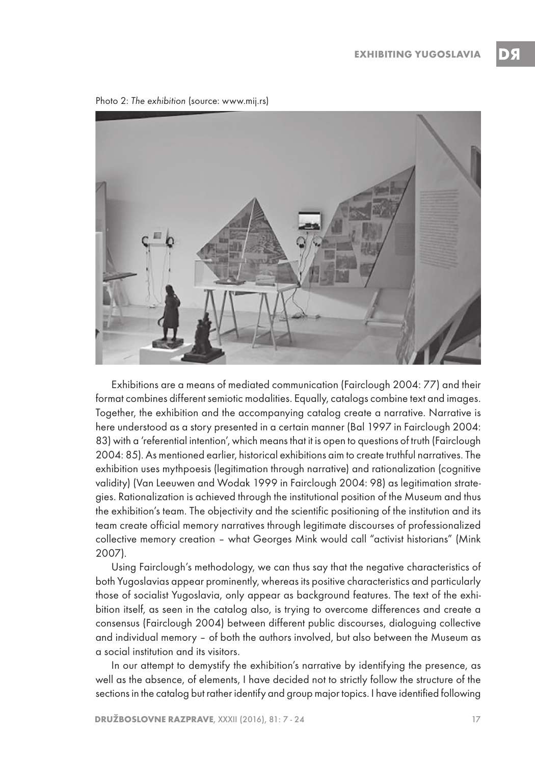Photo 2: *The exhibition* (source: www.mij.rs)

Exhibitions are a means of mediated communication (Fairclough 2004: 77) and their format combines different semiotic modalities. Equally, catalogs combine text and images. Together, the exhibition and the accompanying catalog create a narrative. Narrative is here understood as a story presented in a certain manner (Bal 1997 in Fairclough 2004: 83) with a 'referential intention', which means that it is open to questions of truth (Fairclough 2004: 85). As mentioned earlier, historical exhibitions aim to create truthful narratives. The exhibition uses mythpoesis (legitimation through narrative) and rationalization (cognitive validity) (Van Leeuwen and Wodak 1999 in Fairclough 2004: 98) as legitimation strategies. Rationalization is achieved through the institutional position of the Museum and thus the exhibition's team. The objectivity and the scientific positioning of the institution and its team create official memory narratives through legitimate discourses of professionalized collective memory creation – what Georges Mink would call "activist historians" (Mink 2007).

Using Fairclough's methodology, we can thus say that the negative characteristics of both Yugoslavias appear prominently, whereas its positive characteristics and particularly those of socialist Yugoslavia, only appear as background features. The text of the exhibition itself, as seen in the catalog also, is trying to overcome differences and create a consensus (Fairclough 2004) between different public discourses, dialoguing collective and individual memory – of both the authors involved, but also between the Museum as a social institution and its visitors.

In our attempt to demystify the exhibition's narrative by identifying the presence, as well as the absence, of elements, I have decided not to strictly follow the structure of the sections in the catalog but rather identify and group major topics. I have identified following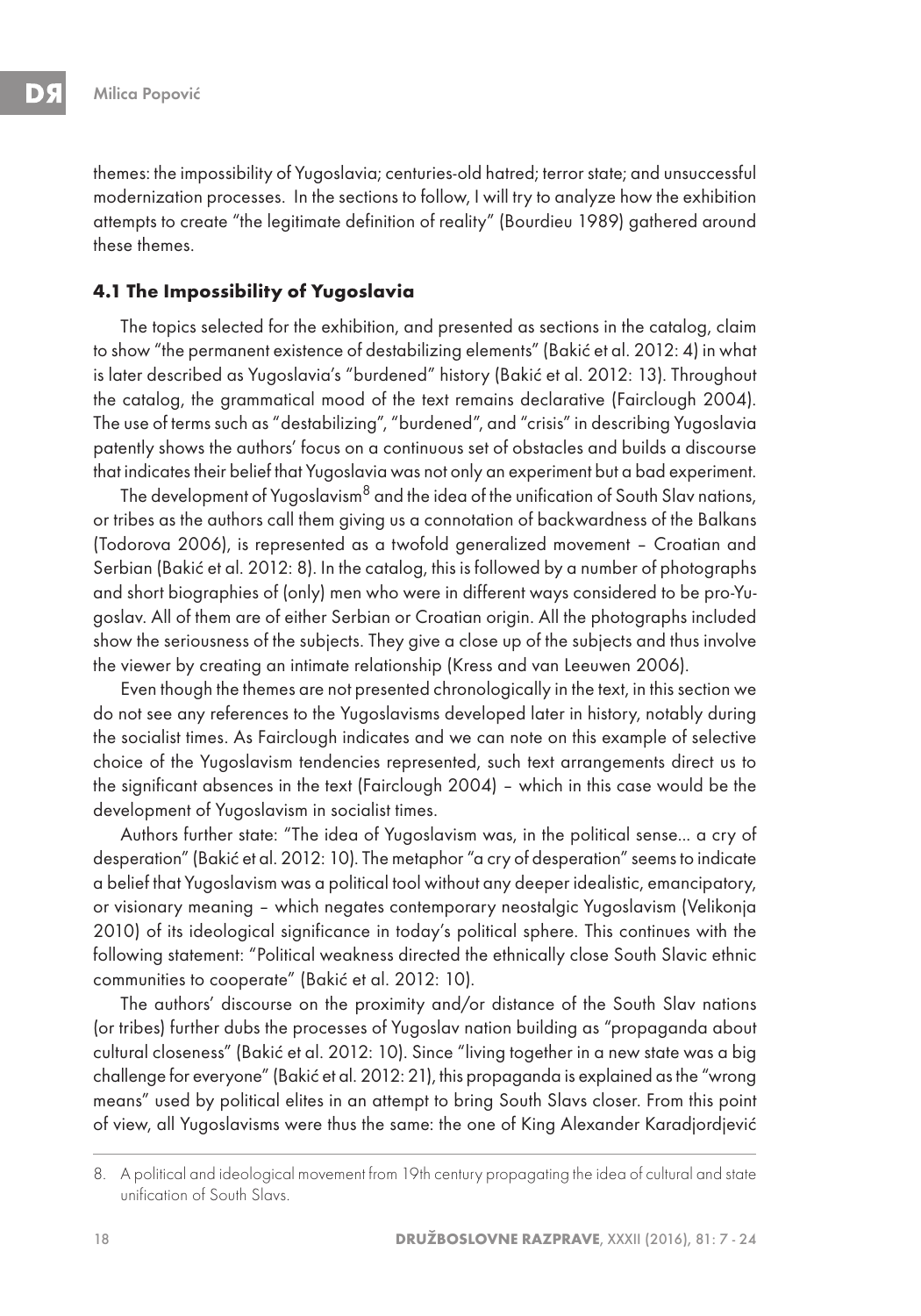themes: the impossibility of Yugoslavia; centuries-old hatred; terror state; and unsuccessful modernization processes. In the sections to follow, I will try to analyze how the exhibition attempts to create "the legitimate definition of reality" (Bourdieu 1989) gathered around these themes.

### 4.1 The Impossibility of Yugoslavia

The topics selected for the exhibition, and presented as sections in the catalog, claim to show "the permanent existence of destabilizing elements" (Bakić et al. 2012: 4) in what is later described as Yugoslavia's "burdened" history (Bakić et al. 2012: 13). Throughout the catalog, the grammatical mood of the text remains declarative (Fairclough 2004). The use of terms such as "destabilizing", "burdened", and "crisis" in describing Yugoslavia patently shows the authors' focus on a continuous set of obstacles and builds a discourse that indicates their belief that Yugoslavia was not only an experiment but a bad experiment.

The development of Yugoslavism[8] and the idea of the unification of South Slav nations, or tribes as the authors call them giving us a connotation of backwardness of the Balkans (Todorova 2006), is represented as a twofold generalized movement – Croatian and Serbian (Bakić et al. 2012: 8). In the catalog, this is followed by a number of photographs and short biographies of (only) men who were in different ways considered to be pro-Yugoslav. All of them are of either Serbian or Croatian origin. All the photographs included show the seriousness of the subjects. They give a close up of the subjects and thus involve the viewer by creating an intimate relationship (Kress and van Leeuwen 2006).

Even though the themes are not presented chronologically in the text, in this section we do not see any references to the Yugoslavisms developed later in history, notably during the socialist times. As Fairclough indicates and we can note on this example of selective choice of the Yugoslavism tendencies represented, such text arrangements direct us to the significant absences in the text (Fairclough 2004) – which in this case would be the development of Yugoslavism in socialist times.

Authors further state: "The idea of Yugoslavism was, in the political sense... a cry of desperation" (Bakić et al. 2012: 10). The metaphor "a cry of desperation" seems to indicate a belief that Yugoslavism was a political tool without any deeper idealistic, emancipatory, or visionary meaning – which negates contemporary neostalgic Yugoslavism (Velikonja 2010) of its ideological significance in today's political sphere. This continues with the following statement: "Political weakness directed the ethnically close South Slavic ethnic communities to cooperate" (Bakić et al. 2012: 10).

The authors' discourse on the proximity and/or distance of the South Slav nations (or tribes) further dubs the processes of Yugoslav nation building as "propaganda about cultural closeness" (Bakić et al. 2012: 10). Since "living together in a new state was a big challenge for everyone" (Bakić et al. 2012: 21), this propaganda is explained as the "wrong means" used by political elites in an attempt to bring South Slavs closer. From this point of view, all Yugoslavisms were thus the same: the one of King Alexander Karadjordjević

---

8. A political and ideological movement from 19th century propagating the idea of cultural and state unification of South Slavs.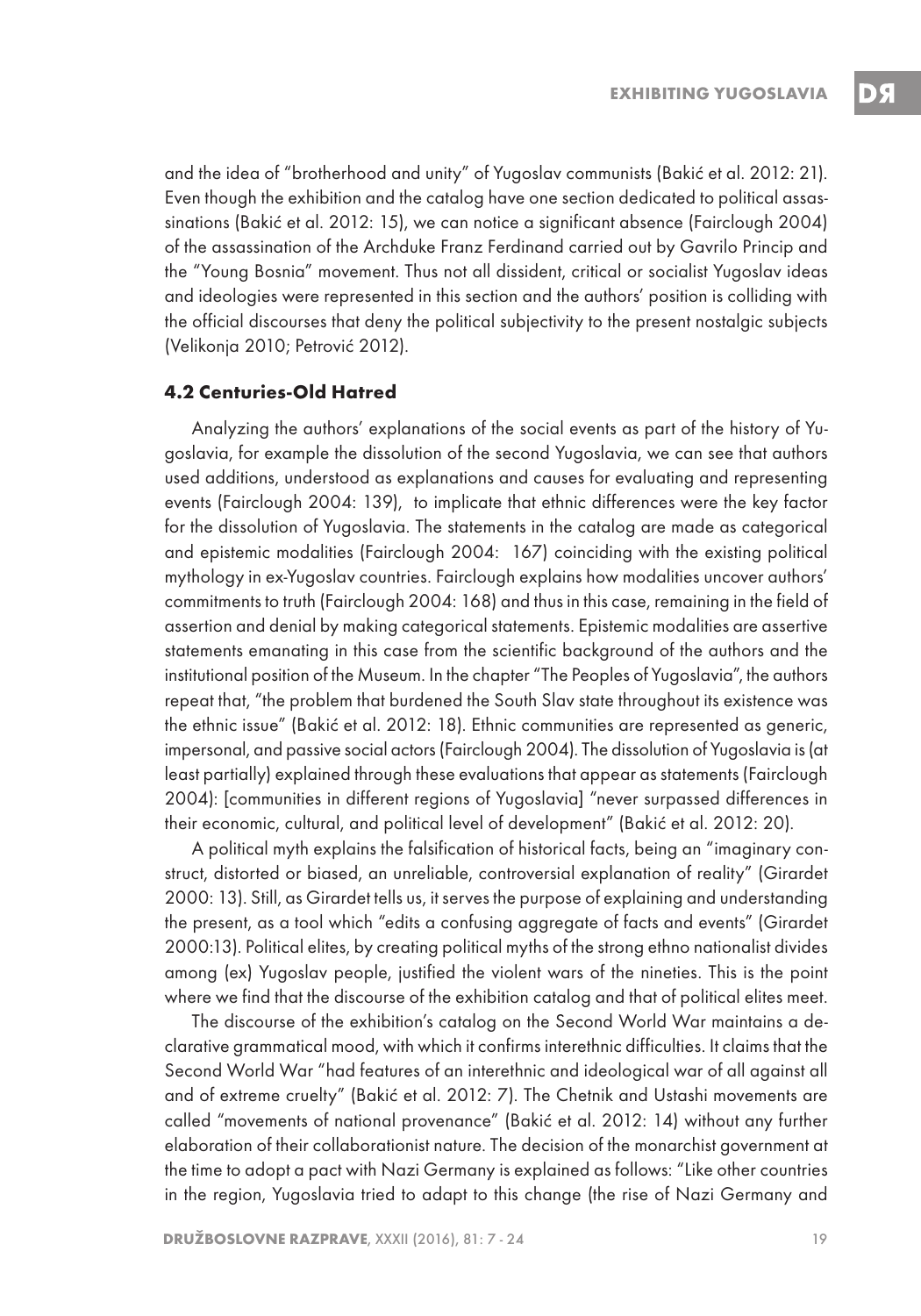and the idea of "brotherhood and unity" of Yugoslav communists (Bakić et al. 2012: 21). Even though the exhibition and the catalog have one section dedicated to political assassinations (Bakić et al. 2012: 15), we can notice a significant absence (Fairclough 2004) of the assassination of the Archduke Franz Ferdinand carried out by Gavrilo Princip and the "Young Bosnia" movement. Thus not all dissident, critical or socialist Yugoslav ideas and ideologies were represented in this section and the authors' position is colliding with the official discourses that deny the political subjectivity to the present nostalgic subjects (Velikonja 2010; Petrović 2012).

### 4.2 Centuries-Old Hatred

Analyzing the authors' explanations of the social events as part of the history of Yugoslavia, for example the dissolution of the second Yugoslavia, we can see that authors used additions, understood as explanations and causes for evaluating and representing events (Fairclough 2004: 139), to implicate that ethnic differences were the key factor for the dissolution of Yugoslavia. The statements in the catalog are made as categorical and epistemic modalities (Fairclough 2004: 167) coinciding with the existing political mythology in ex-Yugoslav countries. Fairclough explains how modalities uncover authors' commitments to truth (Fairclough 2004: 168) and thus in this case, remaining in the field of assertion and denial by making categorical statements. Epistemic modalities are assertive statements emanating in this case from the scientific background of the authors and the institutional position of the Museum. In the chapter "The Peoples of Yugoslavia", the authors repeat that, "the problem that burdened the South Slav state throughout its existence was the ethnic issue" (Bakić et al. 2012: 18). Ethnic communities are represented as generic, impersonal, and passive social actors (Fairclough 2004). The dissolution of Yugoslavia is (at least partially) explained through these evaluations that appear as statements (Fairclough 2004): [communities in different regions of Yugoslavia] "never surpassed differences in their economic, cultural, and political level of development" (Bakić et al. 2012: 20).

A political myth explains the falsification of historical facts, being an "imaginary construct, distorted or biased, an unreliable, controversial explanation of reality" (Girardet 2000: 13). Still, as Girardet tells us, it serves the purpose of explaining and understanding the present, as a tool which "edits a confusing aggregate of facts and events" (Girardet 2000:13). Political elites, by creating political myths of the strong ethno nationalist divides among (ex) Yugoslav people, justified the violent wars of the nineties. This is the point where we find that the discourse of the exhibition catalog and that of political elites meet.

The discourse of the exhibition's catalog on the Second World War maintains a declarative grammatical mood, with which it confirms interethnic difficulties. It claims that the Second World War "had features of an interethnic and ideological war of all against all and of extreme cruelty" (Bakić et al. 2012: 7). The Chetnik and Ustashi movements are called "movements of national provenance" (Bakić et al. 2012: 14) without any further elaboration of their collaborationist nature. The decision of the monarchist government at the time to adopt a pact with Nazi Germany is explained as follows: "Like other countries in the region, Yugoslavia tried to adapt to this change (the rise of Nazi Germany and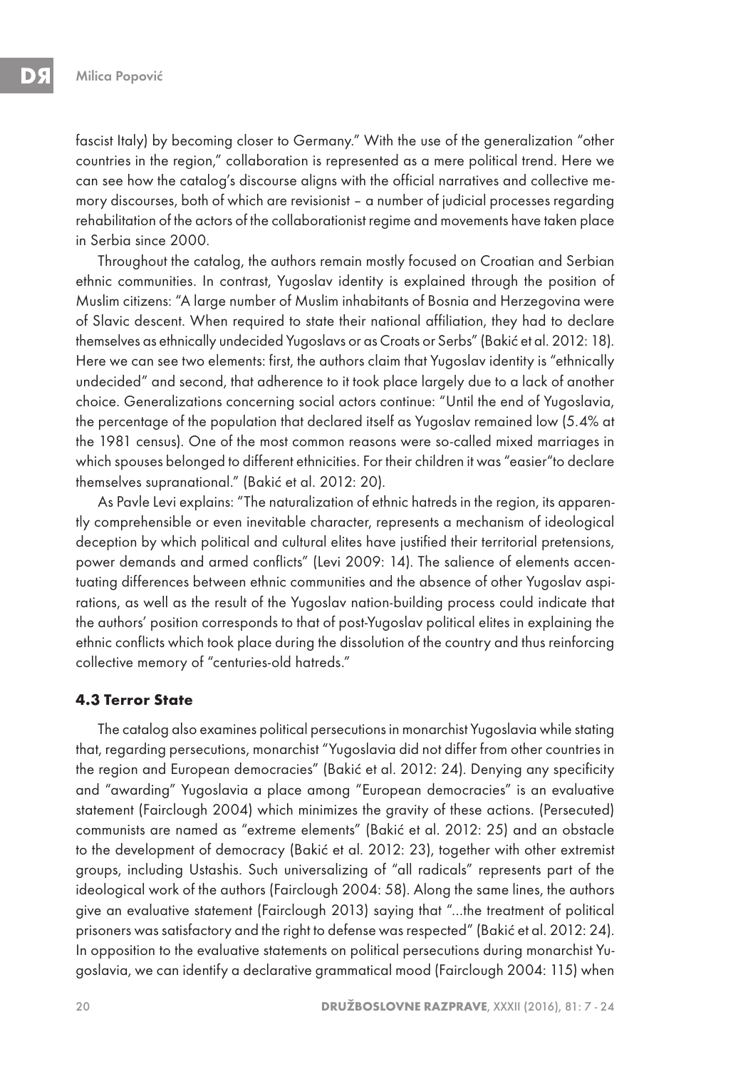fascist Italy) by becoming closer to Germany." With the use of the generalization "other countries in the region," collaboration is represented as a mere political trend. Here we can see how the catalog's discourse aligns with the official narratives and collective memory discourses, both of which are revisionist – a number of judicial processes regarding rehabilitation of the actors of the collaborationist regime and movements have taken place in Serbia since 2000.

Throughout the catalog, the authors remain mostly focused on Croatian and Serbian ethnic communities. In contrast, Yugoslav identity is explained through the position of Muslim citizens: "A large number of Muslim inhabitants of Bosnia and Herzegovina were of Slavic descent. When required to state their national affiliation, they had to declare themselves as ethnically undecided Yugoslavs or as Croats or Serbs" (Bakić et al. 2012: 18). Here we can see two elements: first, the authors claim that Yugoslav identity is "ethnically undecided" and second, that adherence to it took place largely due to a lack of another choice. Generalizations concerning social actors continue: "Until the end of Yugoslavia, the percentage of the population that declared itself as Yugoslav remained low (5.4% at the 1981 census). One of the most common reasons were so-called mixed marriages in which spouses belonged to different ethnicities. For their children it was "easier"to declare themselves supranational." (Bakić et al. 2012: 20).

As Pavle Levi explains: "The naturalization of ethnic hatreds in the region, its apparently comprehensible or even inevitable character, represents a mechanism of ideological deception by which political and cultural elites have justified their territorial pretensions, power demands and armed conflicts" (Levi 2009: 14). The salience of elements accentuating differences between ethnic communities and the absence of other Yugoslav aspirations, as well as the result of the Yugoslav nation-building process could indicate that the authors' position corresponds to that of post-Yugoslav political elites in explaining the ethnic conflicts which took place during the dissolution of the country and thus reinforcing collective memory of "centuries-old hatreds."

### 4.3 Terror State

The catalog also examines political persecutions in monarchist Yugoslavia while stating that, regarding persecutions, monarchist "Yugoslavia did not differ from other countries in the region and European democracies" (Bakić et al. 2012: 24). Denying any specificity and "awarding" Yugoslavia a place among "European democracies" is an evaluative statement (Fairclough 2004) which minimizes the gravity of these actions. (Persecuted) communists are named as "extreme elements" (Bakić et al. 2012: 25) and an obstacle to the development of democracy (Bakić et al. 2012: 23), together with other extremist groups, including Ustashis. Such universalizing of "all radicals" represents part of the ideological work of the authors (Fairclough 2004: 58). Along the same lines, the authors give an evaluative statement (Fairclough 2013) saying that "...the treatment of political prisoners was satisfactory and the right to defense was respected" (Bakić et al. 2012: 24). In opposition to the evaluative statements on political persecutions during monarchist Yugoslavia, we can identify a declarative grammatical mood (Fairclough 2004: 115) when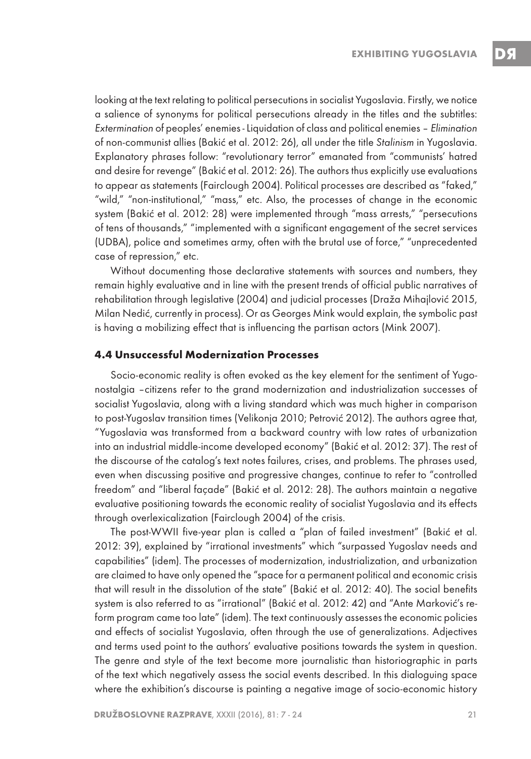looking at the text relating to political persecutions in socialist Yugoslavia. Firstly, we notice a salience of synonyms for political persecutions already in the titles and the subtitles: *Extermination* of peoples' enemies - Liquidation of class and political enemies – *Elimination* of non-communist allies (Bakić et al. 2012: 26), all under the title *Stalinism* in Yugoslavia. Explanatory phrases follow: "revolutionary terror" emanated from "communists' hatred and desire for revenge" (Bakić et al. 2012: 26). The authors thus explicitly use evaluations to appear as statements (Fairclough 2004). Political processes are described as "faked," "wild," "non-institutional," "mass," etc. Also, the processes of change in the economic system (Bakić et al. 2012: 28) were implemented through "mass arrests," "persecutions of tens of thousands," "implemented with a significant engagement of the secret services (UDBA), police and sometimes army, often with the brutal use of force," "unprecedented case of repression," etc.

Without documenting those declarative statements with sources and numbers, they remain highly evaluative and in line with the present trends of official public narratives of rehabilitation through legislative (2004) and judicial processes (Draža Mihajlović 2015, Milan Nedić, currently in process). Or as Georges Mink would explain, the symbolic past is having a mobilizing effect that is influencing the partisan actors (Mink 2007).

### 4.4 Unsuccessful Modernization Processes

Socio-economic reality is often evoked as the key element for the sentiment of Yugonostalgia –citizens refer to the grand modernization and industrialization successes of socialist Yugoslavia, along with a living standard which was much higher in comparison to post-Yugoslav transition times (Velikonja 2010; Petrović 2012). The authors agree that, "Yugoslavia was transformed from a backward country with low rates of urbanization into an industrial middle-income developed economy" (Bakić et al. 2012: 37). The rest of the discourse of the catalog's text notes failures, crises, and problems. The phrases used, even when discussing positive and progressive changes, continue to refer to "controlled freedom" and "liberal façade" (Bakić et al. 2012: 28). The authors maintain a negative evaluative positioning towards the economic reality of socialist Yugoslavia and its effects through overlexicalization (Fairclough 2004) of the crisis.

The post-WWII five-year plan is called a "plan of failed investment" (Bakić et al. 2012: 39), explained by "irrational investments" which "surpassed Yugoslav needs and capabilities" (idem). The processes of modernization, industrialization, and urbanization are claimed to have only opened the "space for a permanent political and economic crisis that will result in the dissolution of the state" (Bakić et al. 2012: 40). The social benefits system is also referred to as "irrational" (Bakić et al. 2012: 42) and "Ante Marković's reform program came too late" (idem). The text continuously assesses the economic policies and effects of socialist Yugoslavia, often through the use of generalizations. Adjectives and terms used point to the authors' evaluative positions towards the system in question. The genre and style of the text become more journalistic than historiographic in parts of the text which negatively assess the social events described. In this dialoguing space where the exhibition's discourse is painting a negative image of socio-economic history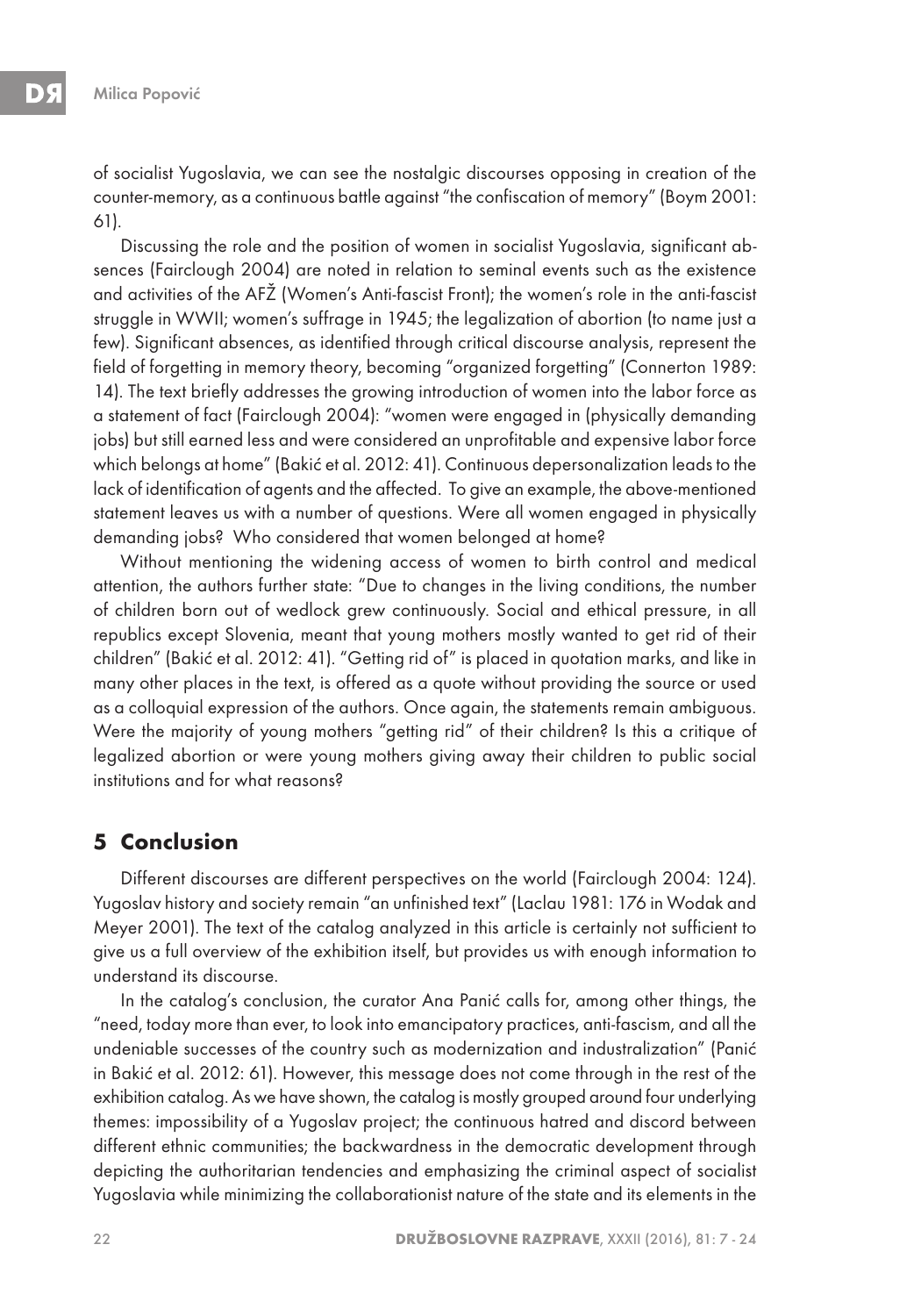of socialist Yugoslavia, we can see the nostalgic discourses opposing in creation of the counter-memory, as a continuous battle against "the confiscation of memory" (Boym 2001: 61).

Discussing the role and the position of women in socialist Yugoslavia, significant absences (Fairclough 2004) are noted in relation to seminal events such as the existence and activities of the AFŽ (Women's Anti-fascist Front); the women's role in the anti-fascist struggle in WWII; women's suffrage in 1945; the legalization of abortion (to name just a few). Significant absences, as identified through critical discourse analysis, represent the field of forgetting in memory theory, becoming "organized forgetting" (Connerton 1989: 14). The text briefly addresses the growing introduction of women into the labor force as a statement of fact (Fairclough 2004): "women were engaged in (physically demanding jobs) but still earned less and were considered an unprofitable and expensive labor force which belongs at home" (Bakić et al. 2012: 41). Continuous depersonalization leads to the lack of identification of agents and the affected. To give an example, the above-mentioned statement leaves us with a number of questions. Were all women engaged in physically demanding jobs? Who considered that women belonged at home?

Without mentioning the widening access of women to birth control and medical attention, the authors further state: "Due to changes in the living conditions, the number of children born out of wedlock grew continuously. Social and ethical pressure, in all republics except Slovenia, meant that young mothers mostly wanted to get rid of their children" (Bakić et al. 2012: 41). "Getting rid of" is placed in quotation marks, and like in many other places in the text, is offered as a quote without providing the source or used as a colloquial expression of the authors. Once again, the statements remain ambiguous. Were the majority of young mothers "getting rid" of their children? Is this a critique of legalized abortion or were young mothers giving away their children to public social institutions and for what reasons?

## 5 Conclusion

Different discourses are different perspectives on the world (Fairclough 2004: 124). Yugoslav history and society remain "an unfinished text" (Laclau 1981: 176 in Wodak and Meyer 2001). The text of the catalog analyzed in this article is certainly not sufficient to give us a full overview of the exhibition itself, but provides us with enough information to understand its discourse.

In the catalog's conclusion, the curator Ana Panić calls for, among other things, the "need, today more than ever, to look into emancipatory practices, anti-fascism, and all the undeniable successes of the country such as modernization and industrialization" (Panić in Bakić et al. 2012: 61). However, this message does not come through in the rest of the exhibition catalog. As we have shown, the catalog is mostly grouped around four underlying themes: impossibility of a Yugoslav project; the continuous hatred and discord between different ethnic communities; the backwardness in the democratic development through depicting the authoritarian tendencies and emphasizing the criminal aspect of socialist Yugoslavia while minimizing the collaborationist nature of the state and its elements in the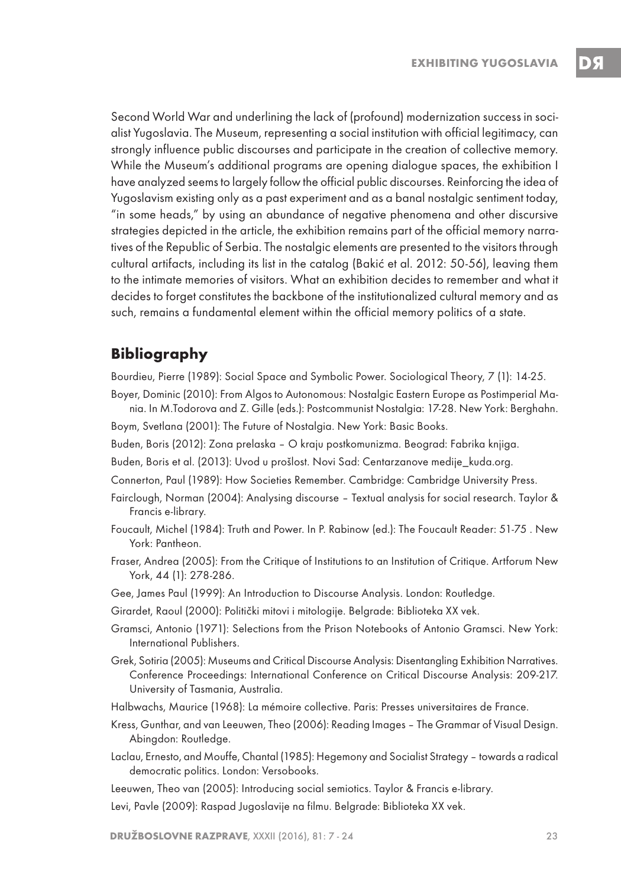Second World War and underlining the lack of (profound) modernization success in socialist Yugoslavia. The Museum, representing a social institution with official legitimacy, can strongly influence public discourses and participate in the creation of collective memory. While the Museum's additional programs are opening dialogue spaces, the exhibition I have analyzed seems to largely follow the official public discourses. Reinforcing the idea of Yugoslavism existing only as a past experiment and as a banal nostalgic sentiment today, "in some heads," by using an abundance of negative phenomena and other discursive strategies depicted in the article, the exhibition remains part of the official memory narratives of the Republic of Serbia. The nostalgic elements are presented to the visitors through cultural artifacts, including its list in the catalog (Bakić et al. 2012: 50-56), leaving them to the intimate memories of visitors. What an exhibition decides to remember and what it decides to forget constitutes the backbone of the institutionalized cultural memory and as such, remains a fundamental element within the official memory politics of a state.

## Bibliography

Bourdieu, Pierre (1989): Social Space and Symbolic Power. Sociological Theory, 7 (1): 14-25.

Boyer, Dominic (2010): From Algos to Autonomous: Nostalgic Eastern Europe as Postimperial Mania. In M.Todorova and Z. Gille (eds.): Postcommunist Nostalgia: 17-28. New York: Berghahn.

Boym, Svetlana (2001): The Future of Nostalgia. New York: Basic Books.

Buden, Boris (2012): Zona prelaska – O kraju postkomunizma. Beograd: Fabrika knjiga.

Buden, Boris et al. (2013): Uvod u prošlost. Novi Sad: Centarzanove medije_kuda.org.

Connerton, Paul (1989): How Societies Remember. Cambridge: Cambridge University Press.

Fairclough, Norman (2004): Analysing discourse – Textual analysis for social research. Taylor & Francis e-library.

Foucault, Michel (1984): Truth and Power. In P. Rabinow (ed.): The Foucault Reader: 51-75 . New York: Pantheon.

Fraser, Andrea (2005): From the Critique of Institutions to an Institution of Critique. Artforum New York, 44 (1): 278-286.

Gee, James Paul (1999): An Introduction to Discourse Analysis. London: Routledge.

Girardet, Raoul (2000): Politički mitovi i mitologije. Belgrade: Biblioteka XX vek.

Gramsci, Antonio (1971): Selections from the Prison Notebooks of Antonio Gramsci. New York: International Publishers.

Grek, Sotiria (2005): Museums and Critical Discourse Analysis: Disentangling Exhibition Narratives. Conference Proceedings: International Conference on Critical Discourse Analysis: 209-217. University of Tasmania, Australia.

Halbwachs, Maurice (1968): La mémoire collective. Paris: Presses universitaires de France.

Kress, Gunthar, and van Leeuwen, Theo (2006): Reading Images – The Grammar of Visual Design. Abingdon: Routledge.

Laclau, Ernesto, and Mouffe, Chantal (1985): Hegemony and Socialist Strategy – towards a radical democratic politics. London: Versobooks.

Leeuwen, Theo van (2005): Introducing social semiotics. Taylor & Francis e-library.

Levi, Pavle (2009): Raspad Jugoslavije na filmu. Belgrade: Biblioteka XX vek.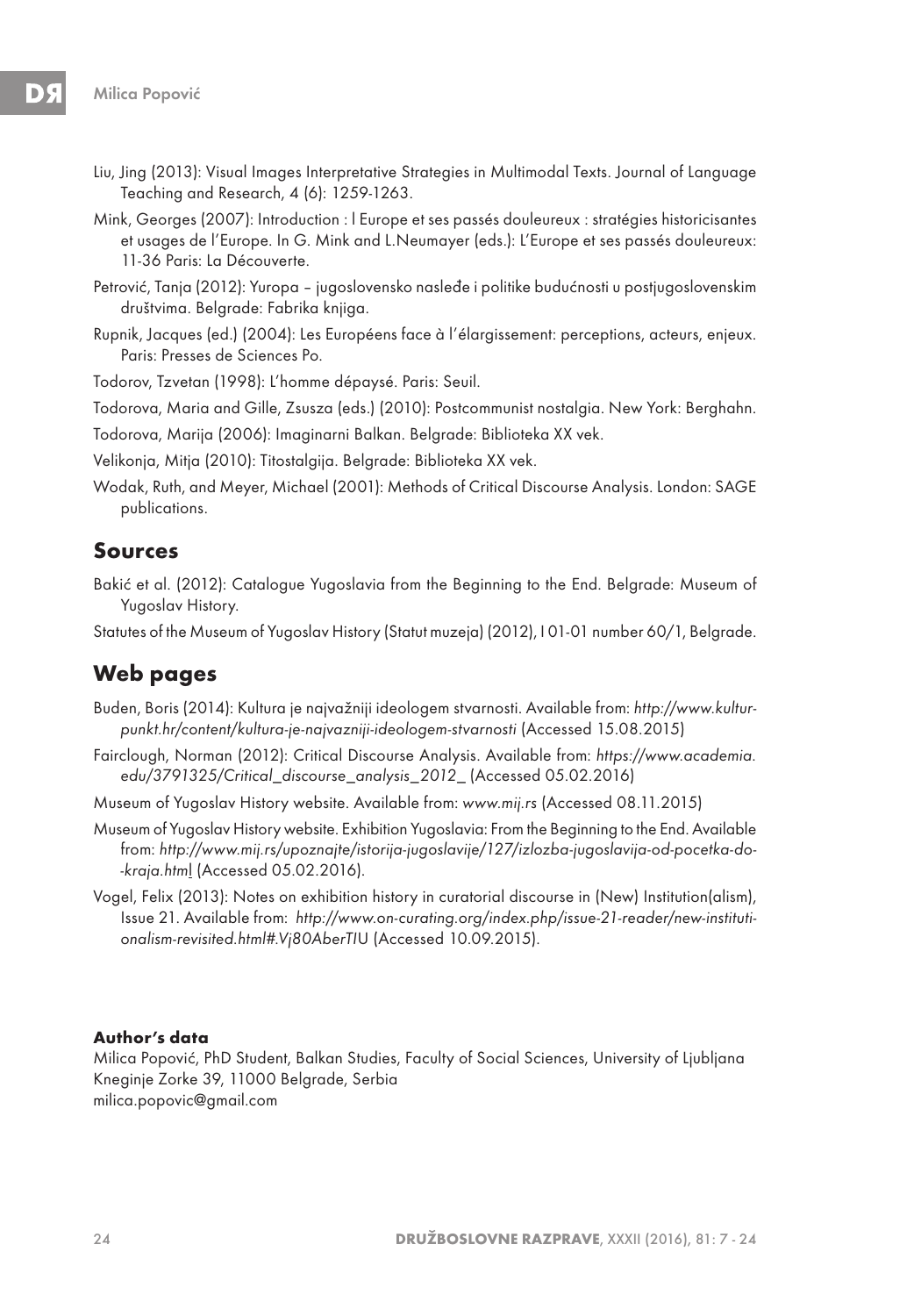Liu, Jing (2013): Visual Images Interpretative Strategies in Multimodal Texts. Journal of Language Teaching and Research, 4 (6): 1259-1263.

Mink, Georges (2007): Introduction : l Europe et ses passés douleureux : stratégies historicisantes et usages de l'Europe. In G. Mink and L.Neumayer (eds.): L'Europe et ses passés douleureux: 11-36 Paris: La Découverte.

Petrović, Tanja (2012): Yuropa – jugoslovensko nasleđe i politike budućnosti u postjugoslovenskim društvima. Belgrade: Fabrika knjiga.

Rupnik, Jacques (ed.) (2004): Les Européens face à l'élargissement: perceptions, acteurs, enjeux. Paris: Presses de Sciences Po.

Todorov, Tzvetan (1998): L'homme dépaysé. Paris: Seuil.

Todorova, Maria and Gille, Zsusza (eds.) (2010): Postcommunist nostalgia. New York: Berghahn.

Todorova, Marija (2006): Imaginarni Balkan. Belgrade: Biblioteka XX vek.

Velikonja, Mitja (2010): Titostalgija. Belgrade: Biblioteka XX vek.

Wodak, Ruth, and Meyer, Michael (2001): Methods of Critical Discourse Analysis. London: SAGE publications.

## Sources

Bakić et al. (2012): Catalogue Yugoslavia from the Beginning to the End. Belgrade: Museum of Yugoslav History.

Statutes of the Museum of Yugoslav History (Statut muzeja) (2012), I 01-01 number 60/1, Belgrade.

## Web pages

Buden, Boris (2014): Kultura je najvažniji ideologem stvarnosti. Available from: *http://www.kulturpunkt.hr/content/kultura-je-najvazniji-ideologem-stvarnosti* (Accessed 15.08.2015)

Fairclough, Norman (2012): Critical Discourse Analysis. Available from: *https://www.academia.edu/3791325/Critical_discourse_analysis_2012_* (Accessed 05.02.2016)

Museum of Yugoslav History website. Available from: *www.mij.rs* (Accessed 08.11.2015)

Museum of Yugoslav History website. Exhibition Yugoslavia: From the Beginning to the End. Available from: *http://www.mij.rs/upoznajte/istorija-jugoslavije/127/izlozba-jugoslavija-od-pocetka-do--kraja.html* (Accessed 05.02.2016).

Vogel, Felix (2013): Notes on exhibition history in curatorial discourse in (New) Institution(alism), Issue 21. Available from: *http://www.on-curating.org/index.php/issue-21-reader/new-institutionalism-revisited.html#.Vj80AberTIU* (Accessed 10.09.2015).

**Author's data**

Milica Popović, PhD Student, Balkan Studies, Faculty of Social Sciences, University of Ljubljana
Kneginje Zorke 39, 11000 Belgrade, Serbia
milica.popovic@gmail.com